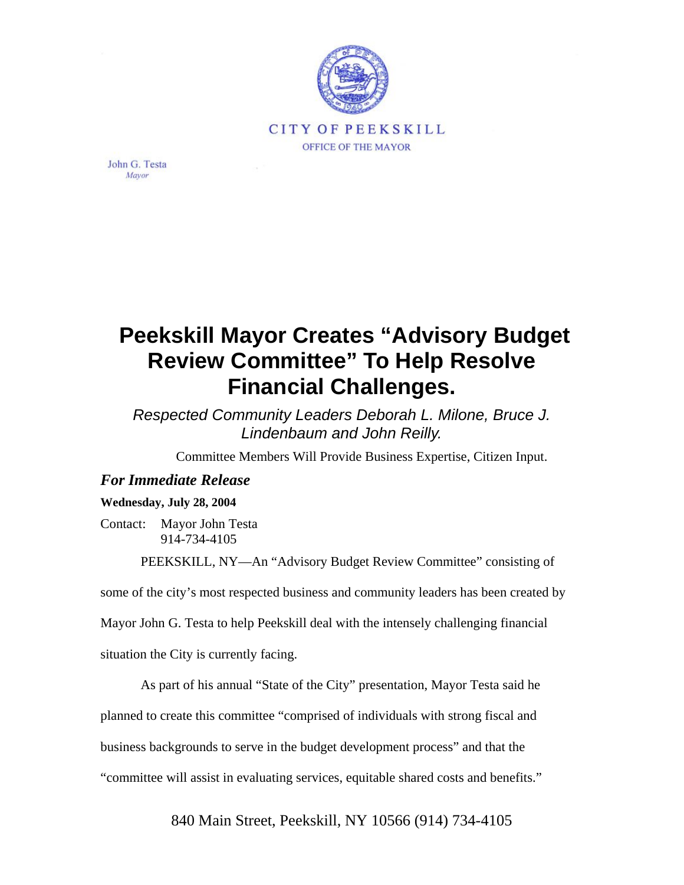CITY OF PEEKSKILL
OFFICE OF THE MAYOR

John G. Testa
*Mayor*

# Peekskill Mayor Creates "Advisory Budget Review Committee" To Help Resolve Financial Challenges.

*Respected Community Leaders Deborah L. Milone, Bruce J. Lindenbaum and John Reilly.*

Committee Members Will Provide Business Expertise, Citizen Input.

***For Immediate Release***

**Wednesday, July 28, 2004**

Contact: Mayor John Testa
914-734-4105

PEEKSKILL, NY—An "Advisory Budget Review Committee" consisting of some of the city's most respected business and community leaders has been created by Mayor John G. Testa to help Peekskill deal with the intensely challenging financial situation the City is currently facing.

As part of his annual "State of the City" presentation, Mayor Testa said he planned to create this committee "comprised of individuals with strong fiscal and business backgrounds to serve in the budget development process" and that the "committee will assist in evaluating services, equitable shared costs and benefits."

840 Main Street, Peekskill, NY 10566 (914) 734-4105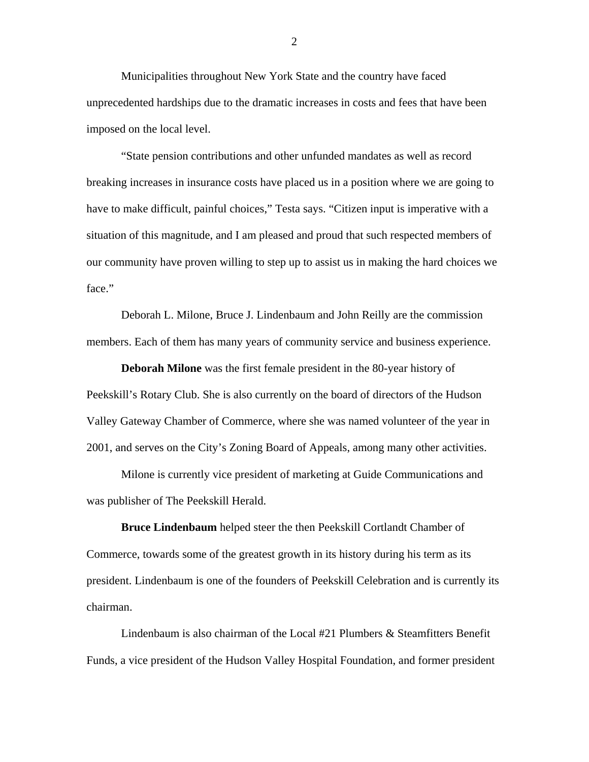Municipalities throughout New York State and the country have faced unprecedented hardships due to the dramatic increases in costs and fees that have been imposed on the local level.

"State pension contributions and other unfunded mandates as well as record breaking increases in insurance costs have placed us in a position where we are going to have to make difficult, painful choices," Testa says. "Citizen input is imperative with a situation of this magnitude, and I am pleased and proud that such respected members of our community have proven willing to step up to assist us in making the hard choices we face."

Deborah L. Milone, Bruce J. Lindenbaum and John Reilly are the commission members. Each of them has many years of community service and business experience.

**Deborah Milone** was the first female president in the 80-year history of Peekskill's Rotary Club. She is also currently on the board of directors of the Hudson Valley Gateway Chamber of Commerce, where she was named volunteer of the year in 2001, and serves on the City's Zoning Board of Appeals, among many other activities.

Milone is currently vice president of marketing at Guide Communications and was publisher of The Peekskill Herald.

**Bruce Lindenbaum** helped steer the then Peekskill Cortlandt Chamber of Commerce, towards some of the greatest growth in its history during his term as its president. Lindenbaum is one of the founders of Peekskill Celebration and is currently its chairman.

Lindenbaum is also chairman of the Local #21 Plumbers & Steamfitters Benefit Funds, a vice president of the Hudson Valley Hospital Foundation, and former president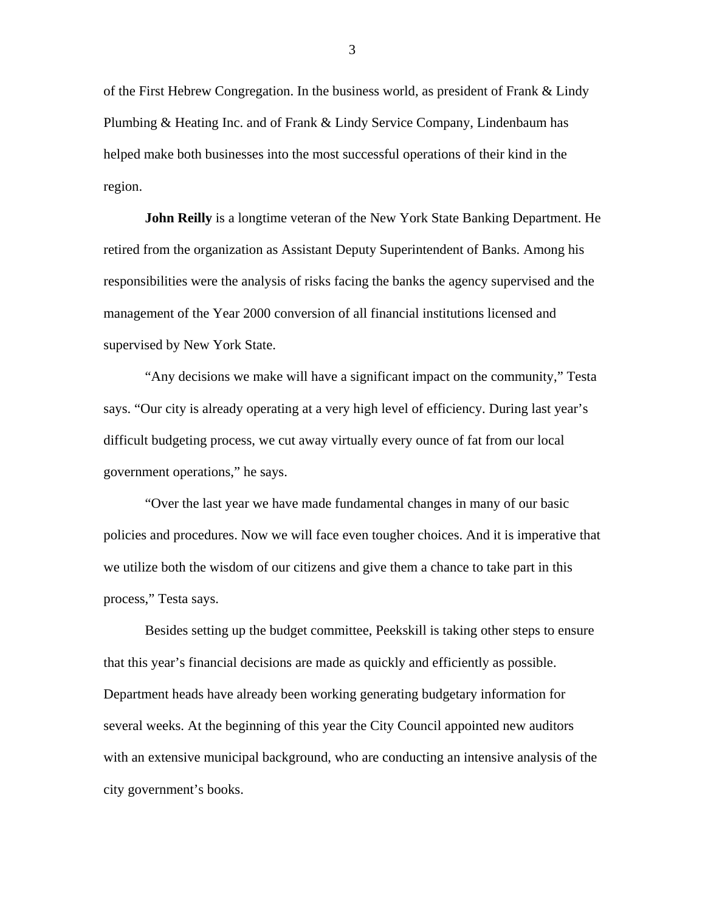of the First Hebrew Congregation. In the business world, as president of Frank & Lindy Plumbing & Heating Inc. and of Frank & Lindy Service Company, Lindenbaum has helped make both businesses into the most successful operations of their kind in the region.

**John Reilly** is a longtime veteran of the New York State Banking Department. He retired from the organization as Assistant Deputy Superintendent of Banks. Among his responsibilities were the analysis of risks facing the banks the agency supervised and the management of the Year 2000 conversion of all financial institutions licensed and supervised by New York State.

"Any decisions we make will have a significant impact on the community," Testa says. "Our city is already operating at a very high level of efficiency. During last year's difficult budgeting process, we cut away virtually every ounce of fat from our local government operations," he says.

"Over the last year we have made fundamental changes in many of our basic policies and procedures. Now we will face even tougher choices. And it is imperative that we utilize both the wisdom of our citizens and give them a chance to take part in this process," Testa says.

Besides setting up the budget committee, Peekskill is taking other steps to ensure that this year's financial decisions are made as quickly and efficiently as possible. Department heads have already been working generating budgetary information for several weeks. At the beginning of this year the City Council appointed new auditors with an extensive municipal background, who are conducting an intensive analysis of the city government's books.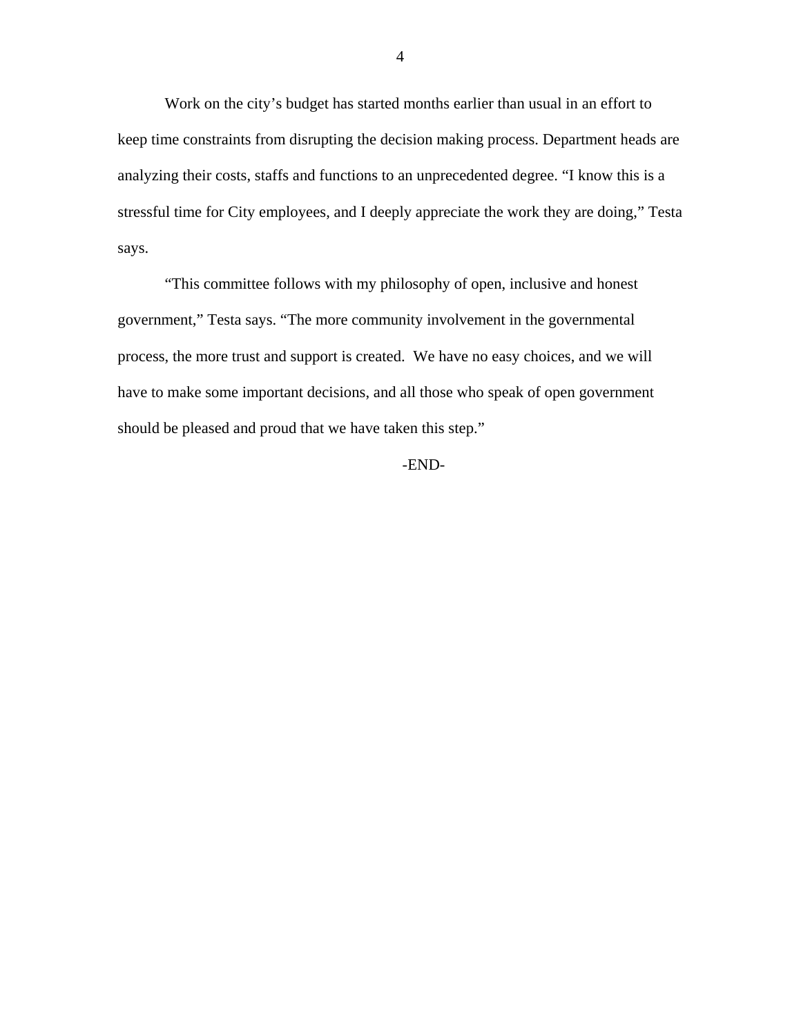Work on the city's budget has started months earlier than usual in an effort to keep time constraints from disrupting the decision making process. Department heads are analyzing their costs, staffs and functions to an unprecedented degree. "I know this is a stressful time for City employees, and I deeply appreciate the work they are doing," Testa says.

"This committee follows with my philosophy of open, inclusive and honest government," Testa says. "The more community involvement in the governmental process, the more trust and support is created. We have no easy choices, and we will have to make some important decisions, and all those who speak of open government should be pleased and proud that we have taken this step."

-END-